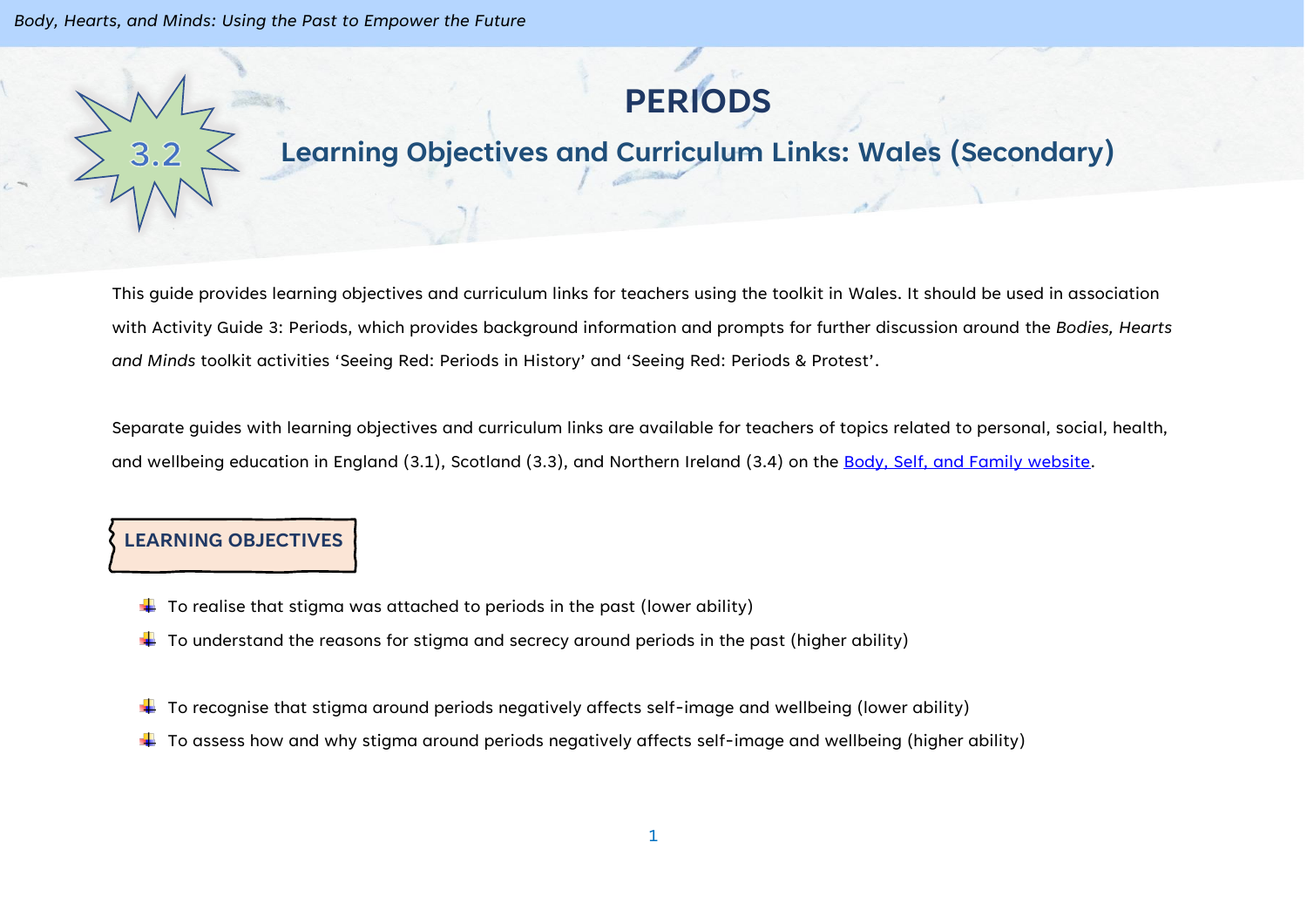# PERIODS

## 3.2 Learning Objectives and Curriculum Links: Wales (Secondary)

This guide provides learning objectives and curriculum links for teachers using the toolkit in Wales. It should be used in association with Activity Guide 3: Periods, which provides background information and prompts for further discussion around the *Bodies, Hearts and Minds* toolkit activities 'Seeing Red: Periods in History' and 'Seeing Red: Periods & Protest'.

Separate guides with learning objectives and curriculum links are available for teachers of topics related to personal, social, health, and wellbeing education in England (3.1), Scotland (3.3), and Northern Ireland (3.4) on the Body, Self, and Family website.

### LEARNING OBJECTIVES

- To realise that stigma was attached to periods in the past (lower ability)
- To understand the reasons for stigma and secrecy around periods in the past (higher ability)

- To recognise that stigma around periods negatively affects self-image and wellbeing (lower ability)
- To assess how and why stigma around periods negatively affects self-image and wellbeing (higher ability)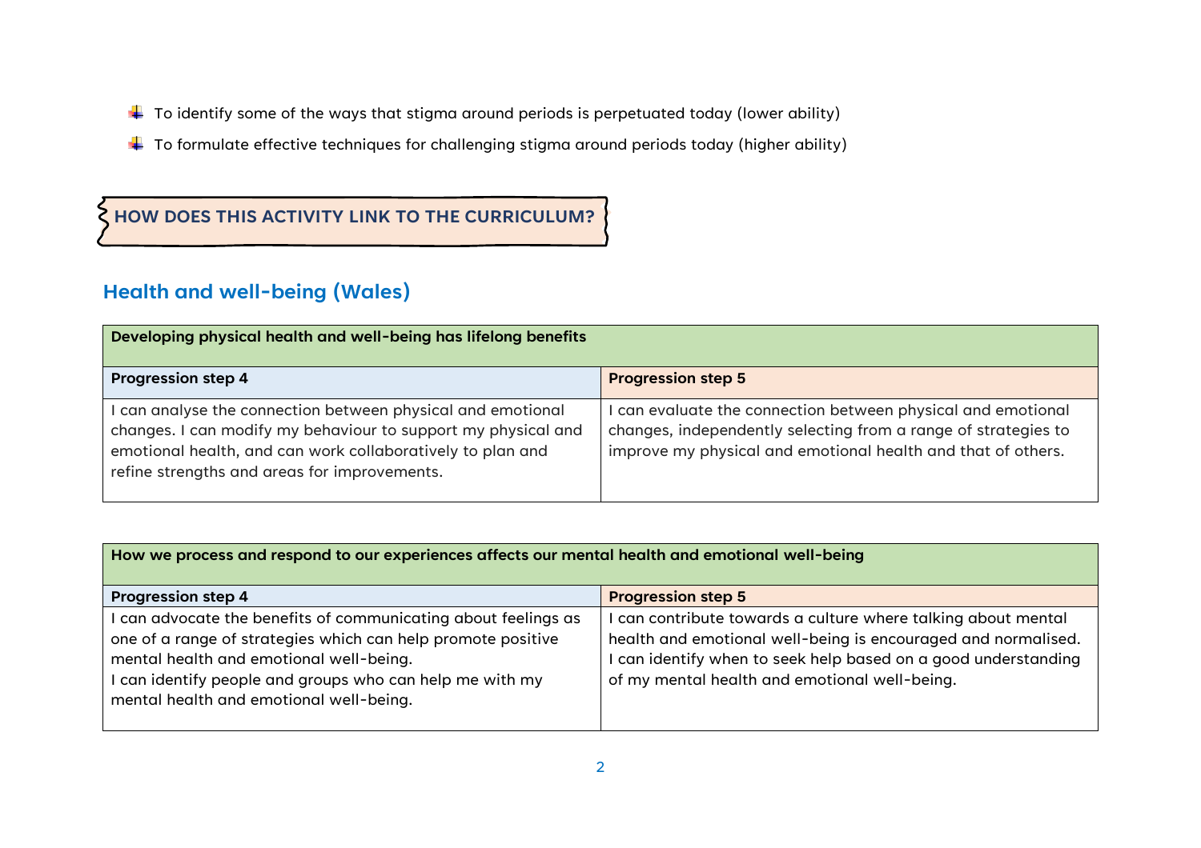- To identify some of the ways that stigma around periods is perpetuated today (lower ability)
- To formulate effective techniques for challenging stigma around periods today (higher ability)

## HOW DOES THIS ACTIVITY LINK TO THE CURRICULUM?

### Health and well-being (Wales)

| **Developing physical health and well-being has lifelong benefits** | |
|---|---|
| **Progression step 4** | **Progression step 5** |
| I can analyse the connection between physical and emotional changes. I can modify my behaviour to support my physical and emotional health, and can work collaboratively to plan and refine strengths and areas for improvements. | I can evaluate the connection between physical and emotional changes, independently selecting from a range of strategies to improve my physical and emotional health and that of others. |

| **How we process and respond to our experiences affects our mental health and emotional well-being** | |
|---|---|
| **Progression step 4** | **Progression step 5** |
| I can advocate the benefits of communicating about feelings as one of a range of strategies which can help promote positive mental health and emotional well-being. I can identify people and groups who can help me with my mental health and emotional well-being. | I can contribute towards a culture where talking about mental health and emotional well-being is encouraged and normalised. I can identify when to seek help based on a good understanding of my mental health and emotional well-being. |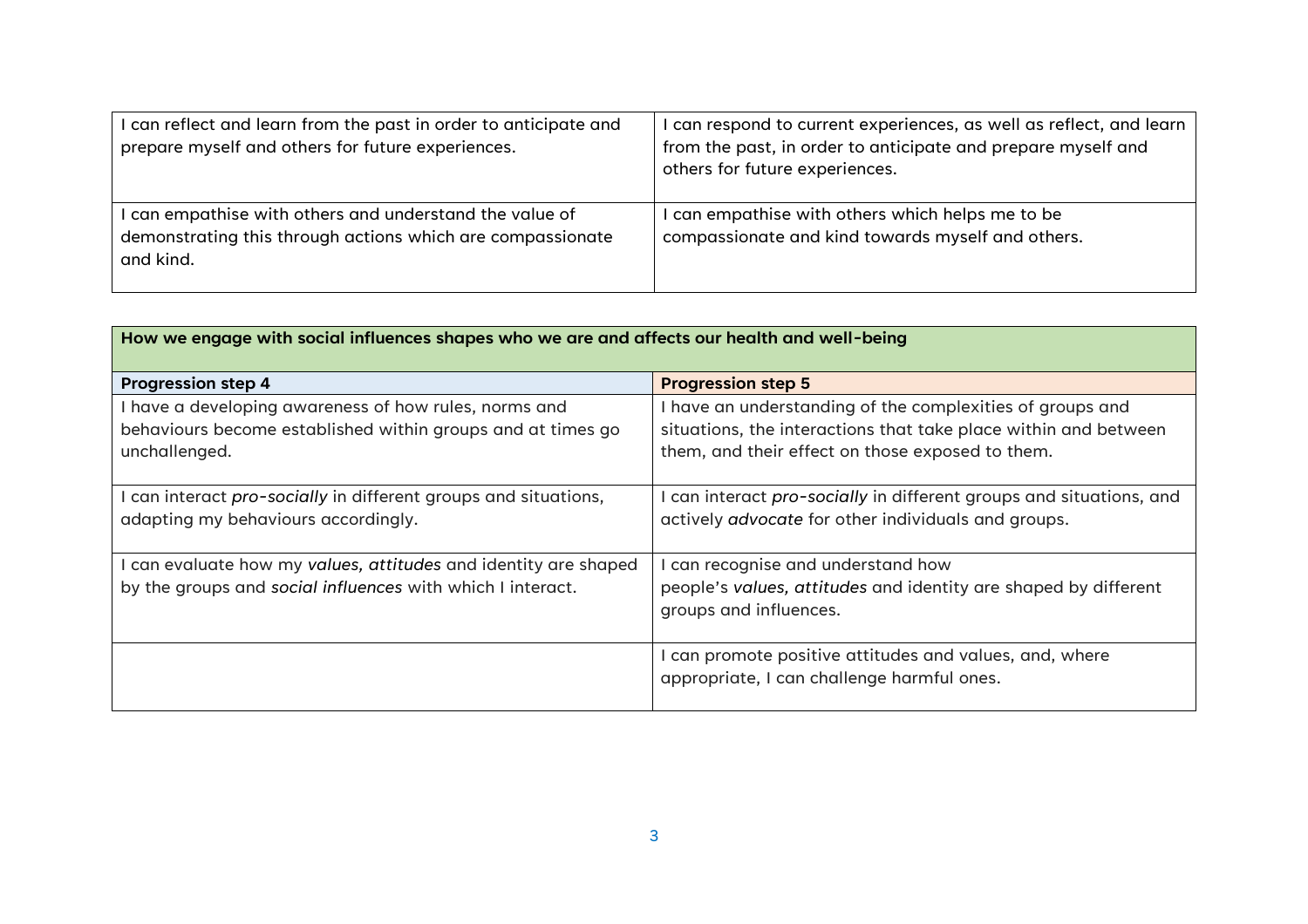| | |
|---|---|
| I can reflect and learn from the past in order to anticipate and prepare myself and others for future experiences. | I can respond to current experiences, as well as reflect, and learn from the past, in order to anticipate and prepare myself and others for future experiences. |
| I can empathise with others and understand the value of demonstrating this through actions which are compassionate and kind. | I can empathise with others which helps me to be compassionate and kind towards myself and others. |

| **How we engage with social influences shapes who we are and affects our health and well-being** | |
|---|---|
| **Progression step 4** | **Progression step 5** |
| I have a developing awareness of how rules, norms and behaviours become established within groups and at times go unchallenged. | I have an understanding of the complexities of groups and situations, the interactions that take place within and between them, and their effect on those exposed to them. |
| I can interact *pro-socially* in different groups and situations, adapting my behaviours accordingly. | I can interact *pro-socially* in different groups and situations, and actively *advocate* for other individuals and groups. |
| I can evaluate how my *values, attitudes* and identity are shaped by the groups and *social influences* with which I interact. | I can recognise and understand how people's *values, attitudes* and identity are shaped by different groups and influences. |
| | I can promote positive attitudes and values, and, where appropriate, I can challenge harmful ones. |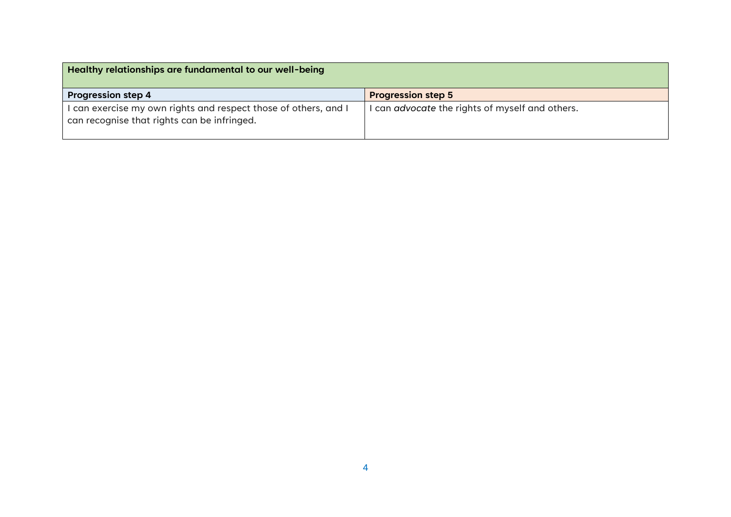| Healthy relationships are fundamental to our well-being | |
|---|---|
| **Progression step 4** | **Progression step 5** |
| I can exercise my own rights and respect those of others, and I can recognise that rights can be infringed. | I can *advocate* the rights of myself and others. |